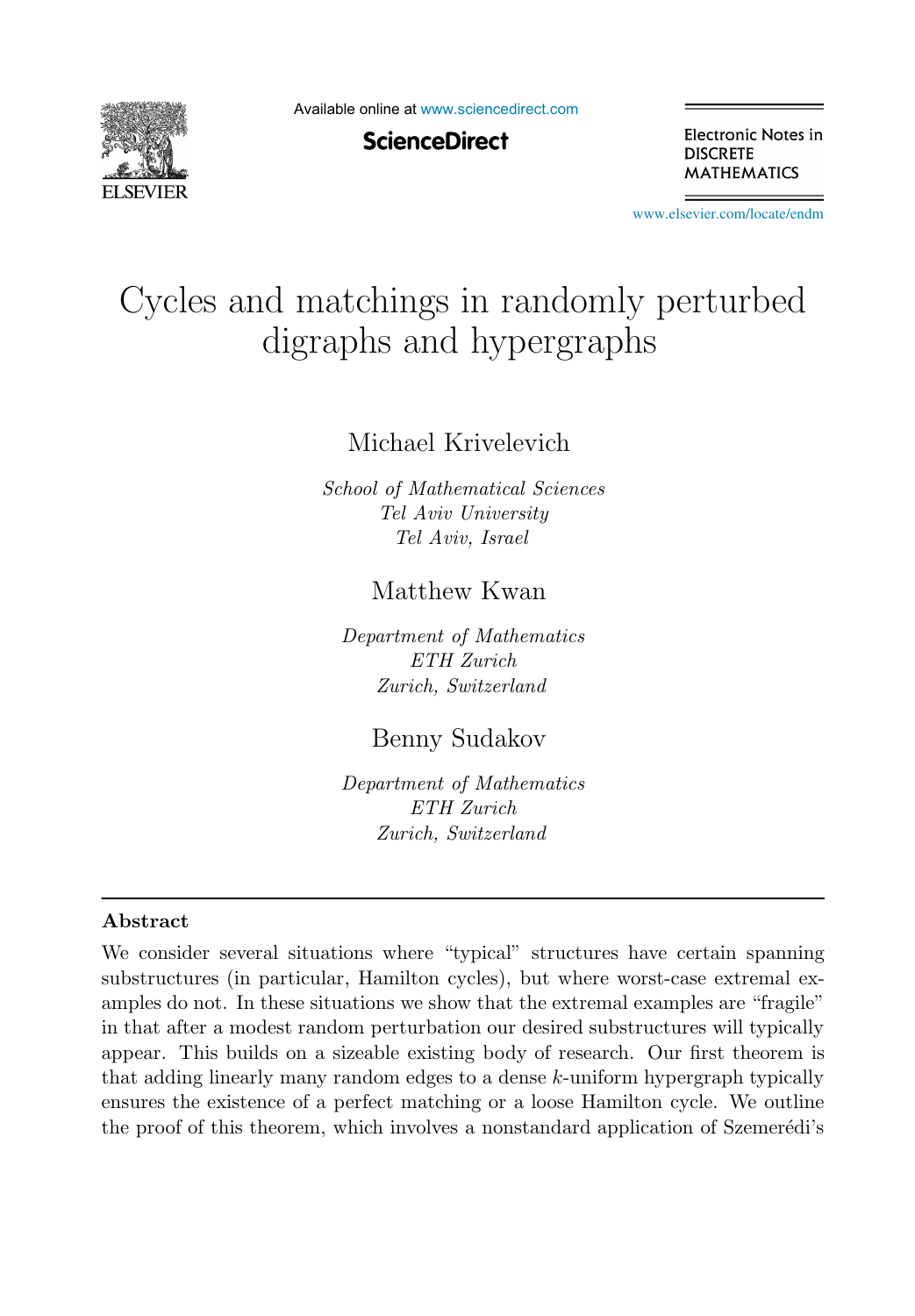# Cycles and matchings in randomly perturbed digraphs and hypergraphs

Michael Krivelevich

*School of Mathematical Sciences*
*Tel Aviv University*
*Tel Aviv, Israel*

Matthew Kwan

*Department of Mathematics*
*ETH Zurich*
*Zurich, Switzerland*

Benny Sudakov

*Department of Mathematics*
*ETH Zurich*
*Zurich, Switzerland*

## Abstract

We consider several situations where "typical" structures have certain spanning substructures (in particular, Hamilton cycles), but where worst-case extremal examples do not. In these situations we show that the extremal examples are "fragile" in that after a modest random perturbation our desired substructures will typically appear. This builds on a sizeable existing body of research. Our first theorem is that adding linearly many random edges to a dense $k$-uniform hypergraph typically ensures the existence of a perfect matching or a loose Hamilton cycle. We outline the proof of this theorem, which involves a nonstandard application of Szemerédi's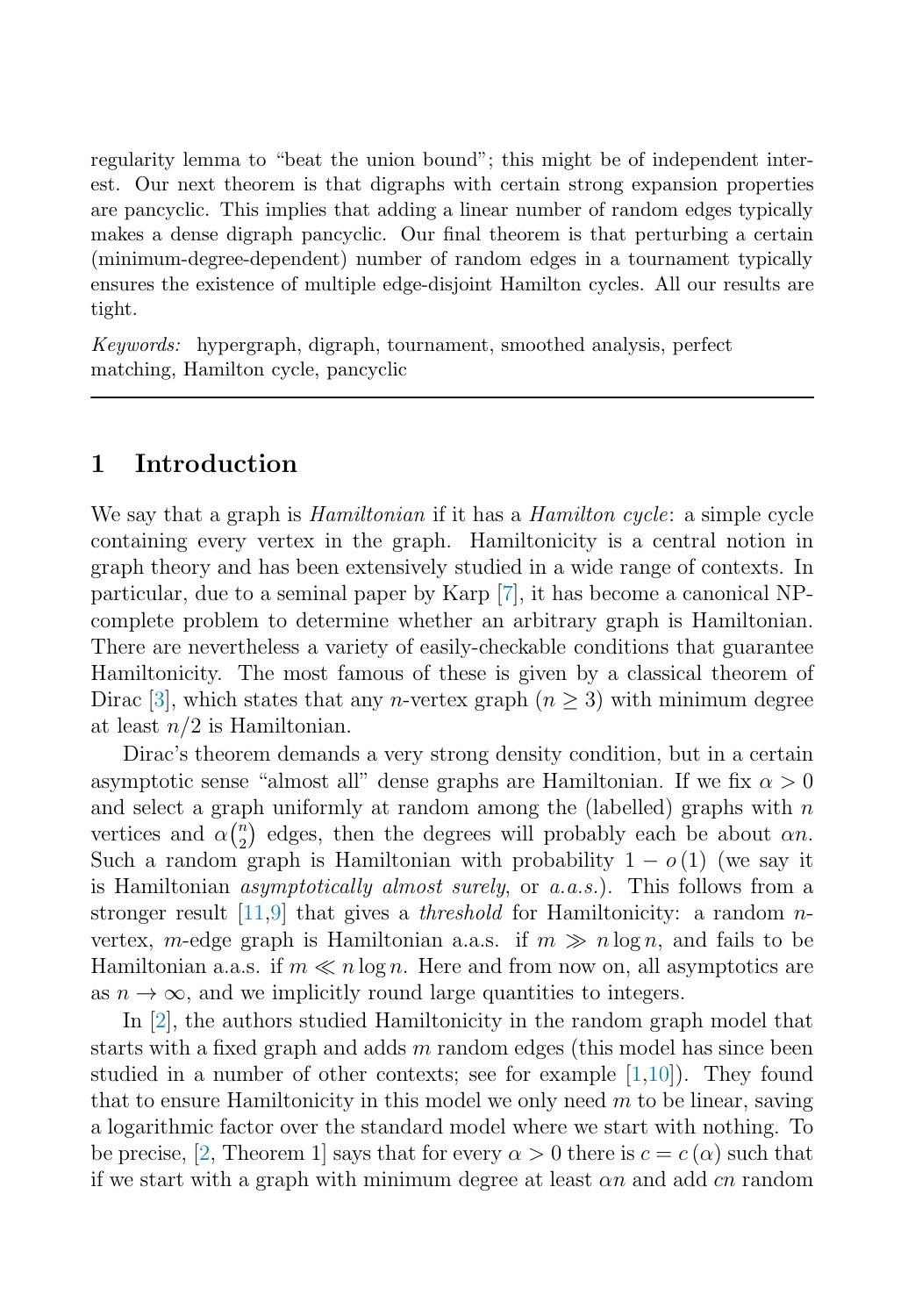regularity lemma to "beat the union bound"; this might be of independent interest. Our next theorem is that digraphs with certain strong expansion properties are pancyclic. This implies that adding a linear number of random edges typically makes a dense digraph pancyclic. Our final theorem is that perturbing a certain (minimum-degree-dependent) number of random edges in a tournament typically ensures the existence of multiple edge-disjoint Hamilton cycles. All our results are tight.

*Keywords:* hypergraph, digraph, tournament, smoothed analysis, perfect matching, Hamilton cycle, pancyclic

---

## 1 Introduction

We say that a graph is *Hamiltonian* if it has a *Hamilton cycle*: a simple cycle containing every vertex in the graph. Hamiltonicity is a central notion in graph theory and has been extensively studied in a wide range of contexts. In particular, due to a seminal paper by Karp [7], it has become a canonical NP-complete problem to determine whether an arbitrary graph is Hamiltonian. There are nevertheless a variety of easily-checkable conditions that guarantee Hamiltonicity. The most famous of these is given by a classical theorem of Dirac [3], which states that any $n$-vertex graph ($n \geq 3$) with minimum degree at least $n/2$ is Hamiltonian.

Dirac's theorem demands a very strong density condition, but in a certain asymptotic sense "almost all" dense graphs are Hamiltonian. If we fix $\alpha > 0$ and select a graph uniformly at random among the (labelled) graphs with $n$ vertices and $\alpha\binom{n}{2}$ edges, then the degrees will probably each be about $\alpha n$. Such a random graph is Hamiltonian with probability $1 - o(1)$ (we say it is Hamiltonian *asymptotically almost surely*, or *a.a.s.*). This follows from a stronger result [11,9] that gives a *threshold* for Hamiltonicity: a random $n$-vertex, $m$-edge graph is Hamiltonian a.a.s. if $m \gg n \log n$, and fails to be Hamiltonian a.a.s. if $m \ll n \log n$. Here and from now on, all asymptotics are as $n \to \infty$, and we implicitly round large quantities to integers.

In [2], the authors studied Hamiltonicity in the random graph model that starts with a fixed graph and adds $m$ random edges (this model has since been studied in a number of other contexts; see for example [1,10]). They found that to ensure Hamiltonicity in this model we only need $m$ to be linear, saving a logarithmic factor over the standard model where we start with nothing. To be precise, [2, Theorem 1] says that for every $\alpha > 0$ there is $c = c(\alpha)$ such that if we start with a graph with minimum degree at least $\alpha n$ and add $cn$ random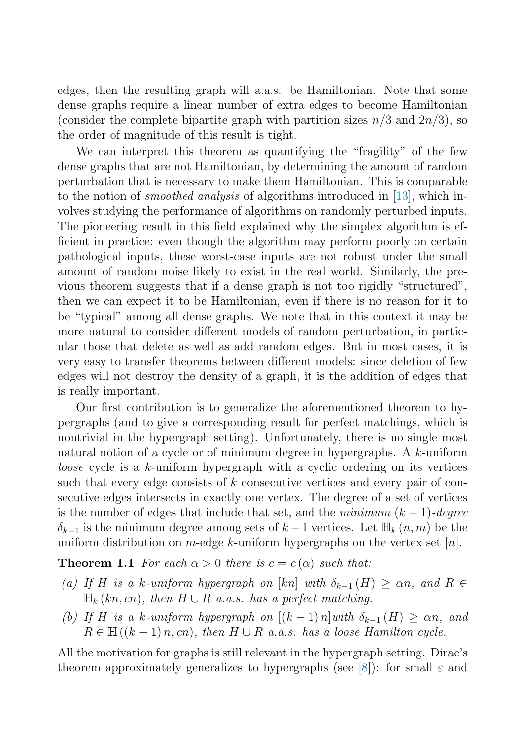edges, then the resulting graph will a.a.s. be Hamiltonian. Note that some dense graphs require a linear number of extra edges to become Hamiltonian (consider the complete bipartite graph with partition sizes $n/3$ and $2n/3$), so the order of magnitude of this result is tight.

We can interpret this theorem as quantifying the "fragility" of the few dense graphs that are not Hamiltonian, by determining the amount of random perturbation that is necessary to make them Hamiltonian. This is comparable to the notion of *smoothed analysis* of algorithms introduced in [13], which involves studying the performance of algorithms on randomly perturbed inputs. The pioneering result in this field explained why the simplex algorithm is efficient in practice: even though the algorithm may perform poorly on certain pathological inputs, these worst-case inputs are not robust under the small amount of random noise likely to exist in the real world. Similarly, the previous theorem suggests that if a dense graph is not too rigidly "structured", then we can expect it to be Hamiltonian, even if there is no reason for it to be "typical" among all dense graphs. We note that in this context it may be more natural to consider different models of random perturbation, in particular those that delete as well as add random edges. But in most cases, it is very easy to transfer theorems between different models: since deletion of few edges will not destroy the density of a graph, it is the addition of edges that is really important.

Our first contribution is to generalize the aforementioned theorem to hypergraphs (and to give a corresponding result for perfect matchings, which is nontrivial in the hypergraph setting). Unfortunately, there is no single most natural notion of a cycle or of minimum degree in hypergraphs. A $k$-uniform *loose* cycle is a $k$-uniform hypergraph with a cyclic ordering on its vertices such that every edge consists of $k$ consecutive vertices and every pair of consecutive edges intersects in exactly one vertex. The degree of a set of vertices is the number of edges that include that set, and the *minimum* $(k-1)$*-degree* $\delta_{k-1}$ is the minimum degree among sets of $k-1$ vertices. Let $\mathbb{H}_k(n,m)$ be the uniform distribution on $m$-edge $k$-uniform hypergraphs on the vertex set $[n]$.

**Theorem 1.1** *For each $\alpha > 0$ there is $c = c(\alpha)$ such that:*

*(a) If $H$ is a $k$-uniform hypergraph on $[kn]$ with $\delta_{k-1}(H) \geq \alpha n$, and $R \in \mathbb{H}_k(kn, cn)$, then $H \cup R$ a.a.s. has a perfect matching.*

*(b) If $H$ is a $k$-uniform hypergraph on $[(k-1)n]$ with $\delta_{k-1}(H) \geq \alpha n$, and $R \in \mathbb{H}((k-1)n, cn)$, then $H \cup R$ a.a.s. has a loose Hamilton cycle.*

All the motivation for graphs is still relevant in the hypergraph setting. Dirac's theorem approximately generalizes to hypergraphs (see [8]): for small $\varepsilon$ and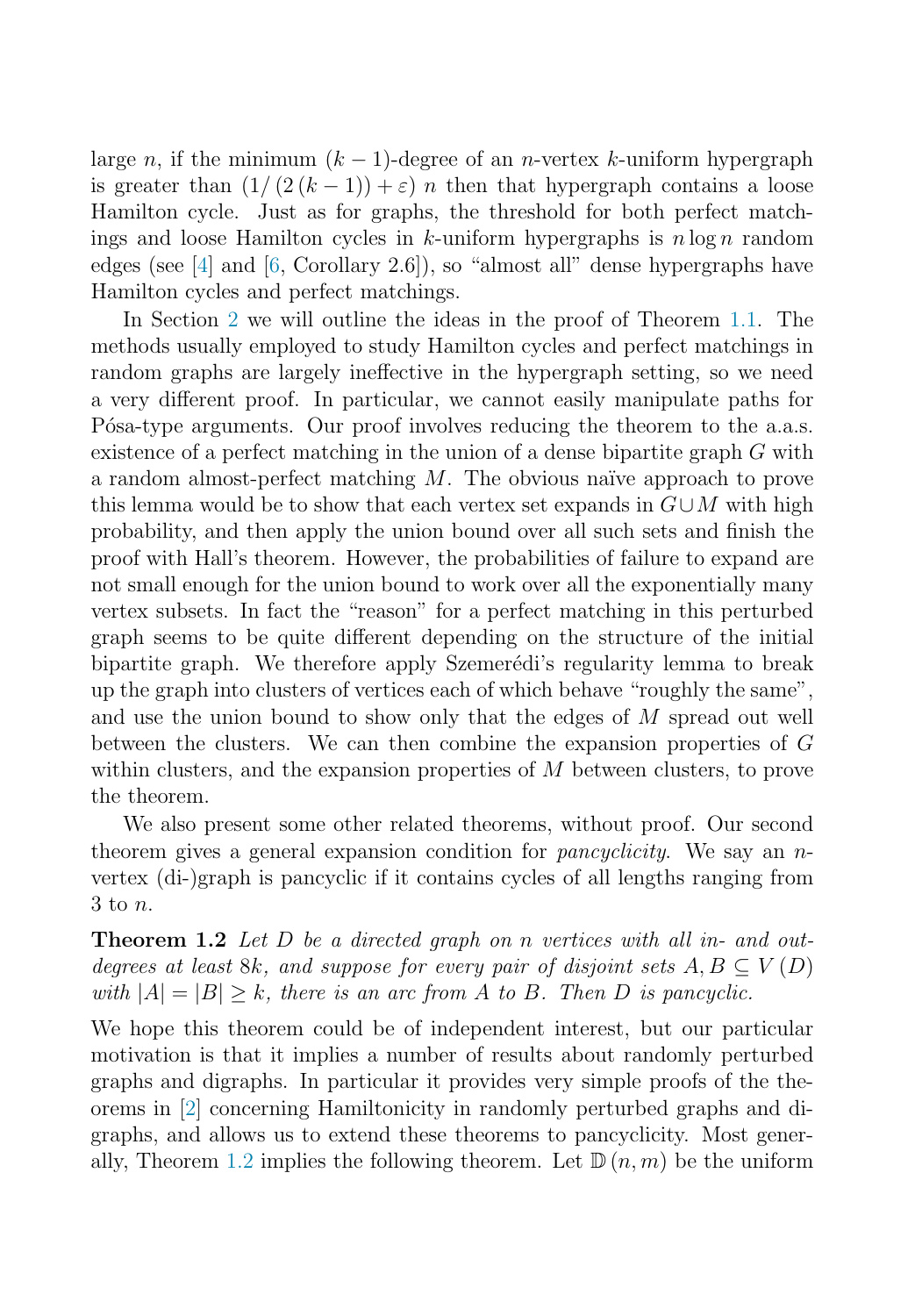large $n$, if the minimum $(k-1)$-degree of an $n$-vertex $k$-uniform hypergraph is greater than $(1/(2(k-1))+\varepsilon)\,n$ then that hypergraph contains a loose Hamilton cycle. Just as for graphs, the threshold for both perfect matchings and loose Hamilton cycles in $k$-uniform hypergraphs is $n \log n$ random edges (see [4] and [6, Corollary 2.6]), so "almost all" dense hypergraphs have Hamilton cycles and perfect matchings.

In Section 2 we will outline the ideas in the proof of Theorem 1.1. The methods usually employed to study Hamilton cycles and perfect matchings in random graphs are largely ineffective in the hypergraph setting, so we need a very different proof. In particular, we cannot easily manipulate paths for Pósa-type arguments. Our proof involves reducing the theorem to the a.a.s. existence of a perfect matching in the union of a dense bipartite graph $G$ with a random almost-perfect matching $M$. The obvious naïve approach to prove this lemma would be to show that each vertex set expands in $G \cup M$ with high probability, and then apply the union bound over all such sets and finish the proof with Hall's theorem. However, the probabilities of failure to expand are not small enough for the union bound to work over all the exponentially many vertex subsets. In fact the "reason" for a perfect matching in this perturbed graph seems to be quite different depending on the structure of the initial bipartite graph. We therefore apply Szemerédi's regularity lemma to break up the graph into clusters of vertices each of which behave "roughly the same", and use the union bound to show only that the edges of $M$ spread out well between the clusters. We can then combine the expansion properties of $G$ within clusters, and the expansion properties of $M$ between clusters, to prove the theorem.

We also present some other related theorems, without proof. Our second theorem gives a general expansion condition for *pancyclicity*. We say an $n$-vertex (di-)graph is pancyclic if it contains cycles of all lengths ranging from 3 to $n$.

**Theorem 1.2** *Let $D$ be a directed graph on $n$ vertices with all in- and out-degrees at least $8k$, and suppose for every pair of disjoint sets $A, B \subseteq V(D)$ with $|A| = |B| \geq k$, there is an arc from $A$ to $B$. Then $D$ is pancyclic.*

We hope this theorem could be of independent interest, but our particular motivation is that it implies a number of results about randomly perturbed graphs and digraphs. In particular it provides very simple proofs of the theorems in [2] concerning Hamiltonicity in randomly perturbed graphs and digraphs, and allows us to extend these theorems to pancyclicity. Most generally, Theorem 1.2 implies the following theorem. Let $\mathbb{D}(n, m)$ be the uniform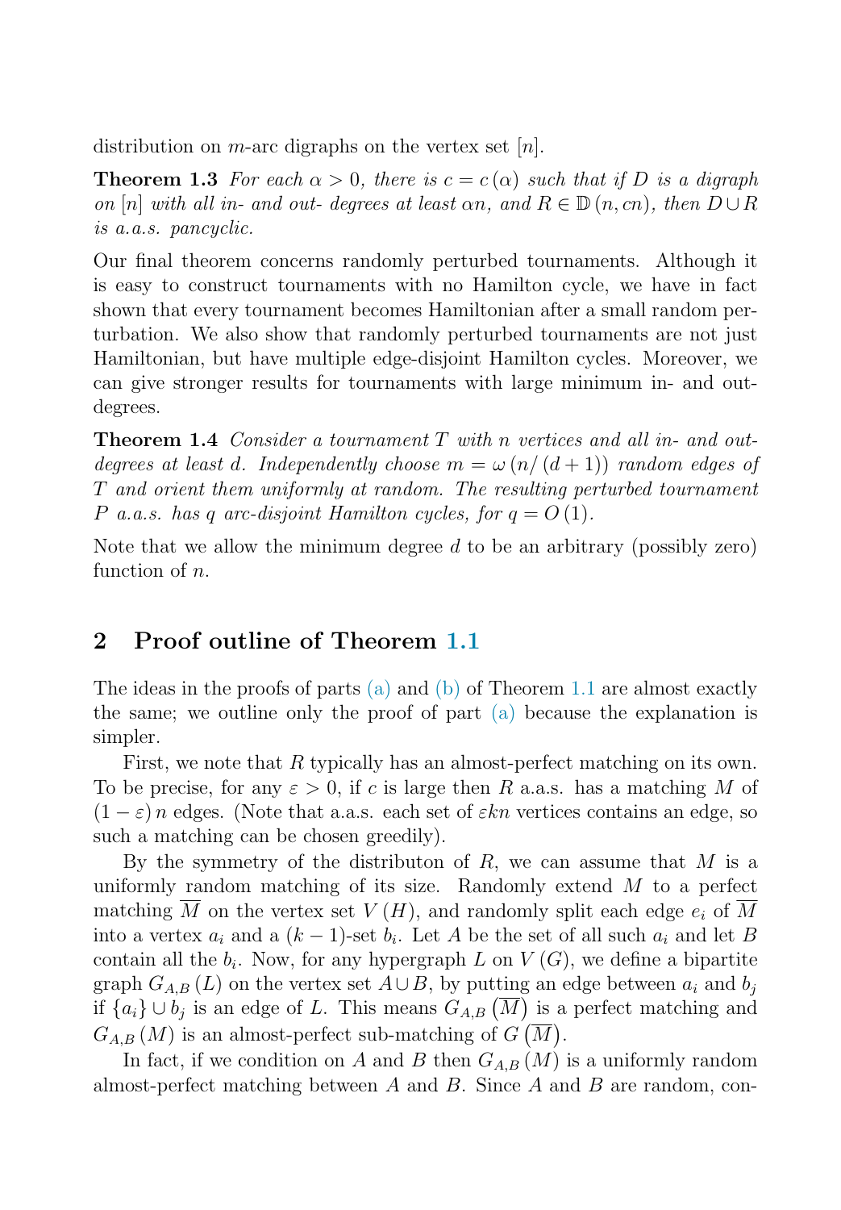distribution on $m$-arc digraphs on the vertex set $[n]$.

**Theorem 1.3** *For each $\alpha > 0$, there is $c = c(\alpha)$ such that if $D$ is a digraph on $[n]$ with all in- and out- degrees at least $\alpha n$, and $R \in \mathbb{D}(n, cn)$, then $D \cup R$ is a.a.s. pancyclic.*

Our final theorem concerns randomly perturbed tournaments. Although it is easy to construct tournaments with no Hamilton cycle, we have in fact shown that every tournament becomes Hamiltonian after a small random perturbation. We also show that randomly perturbed tournaments are not just Hamiltonian, but have multiple edge-disjoint Hamilton cycles. Moreover, we can give stronger results for tournaments with large minimum in- and out-degrees.

**Theorem 1.4** *Consider a tournament $T$ with $n$ vertices and all in- and out-degrees at least $d$. Independently choose $m = \omega(n/(d+1))$ random edges of $T$ and orient them uniformly at random. The resulting perturbed tournament $P$ a.a.s. has $q$ arc-disjoint Hamilton cycles, for $q = O(1)$.*

Note that we allow the minimum degree $d$ to be an arbitrary (possibly zero) function of $n$.

## 2 Proof outline of Theorem 1.1

The ideas in the proofs of parts (a) and (b) of Theorem 1.1 are almost exactly the same; we outline only the proof of part (a) because the explanation is simpler.

First, we note that $R$ typically has an almost-perfect matching on its own. To be precise, for any $\varepsilon > 0$, if $c$ is large then $R$ a.a.s. has a matching $M$ of $(1-\varepsilon)n$ edges. (Note that a.a.s. each set of $\varepsilon kn$ vertices contains an edge, so such a matching can be chosen greedily).

By the symmetry of the distributon of $R$, we can assume that $M$ is a uniformly random matching of its size. Randomly extend $M$ to a perfect matching $\overline{M}$ on the vertex set $V(H)$, and randomly split each edge $e_i$ of $\overline{M}$ into a vertex $a_i$ and a $(k-1)$-set $b_i$. Let $A$ be the set of all such $a_i$ and let $B$ contain all the $b_i$. Now, for any hypergraph $L$ on $V(G)$, we define a bipartite graph $G_{A,B}(L)$ on the vertex set $A \cup B$, by putting an edge between $a_i$ and $b_j$ if $\{a_i\} \cup b_j$ is an edge of $L$. This means $G_{A,B}(\overline{M})$ is a perfect matching and $G_{A,B}(M)$ is an almost-perfect sub-matching of $G(\overline{M})$.

In fact, if we condition on $A$ and $B$ then $G_{A,B}(M)$ is a uniformly random almost-perfect matching between $A$ and $B$. Since $A$ and $B$ are random, con-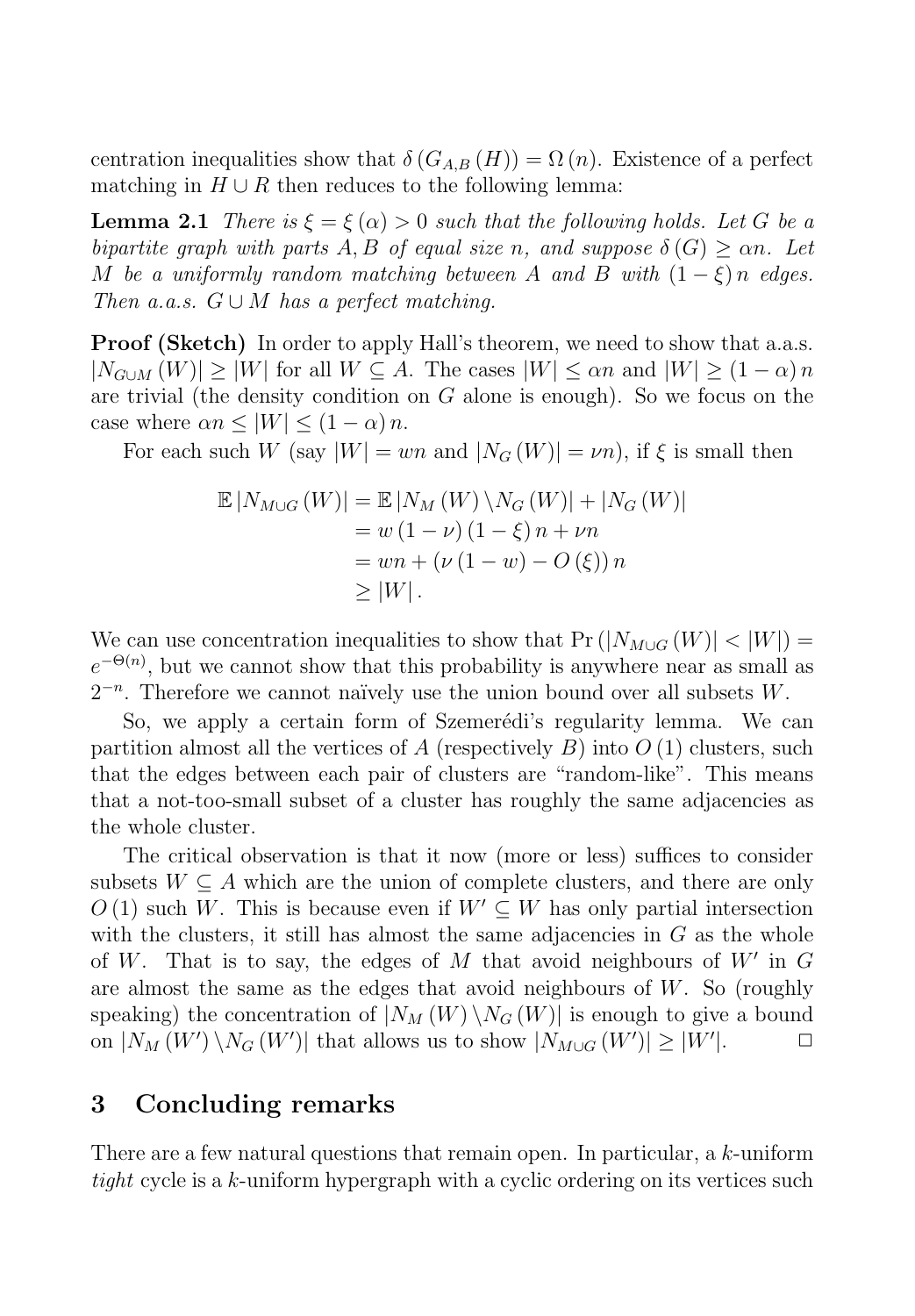centration inequalities show that $\delta\left(G_{A,B}\left(H\right)\right)=\Omega\left(n\right)$. Existence of a perfect matching in $H\cup R$ then reduces to the following lemma:

**Lemma 2.1** *There is $\xi=\xi\left(\alpha\right)>0$ such that the following holds. Let $G$ be a bipartite graph with parts $A,B$ of equal size $n$, and suppose $\delta\left(G\right)\geq\alpha n$. Let $M$ be a uniformly random matching between $A$ and $B$ with $\left(1-\xi\right)n$ edges. Then a.a.s. $G\cup M$ has a perfect matching.*

**Proof (Sketch)** In order to apply Hall's theorem, we need to show that a.a.s. $\left|N_{G\cup M}\left(W\right)\right|\geq\left|W\right|$ for all $W\subseteq A$. The cases $\left|W\right|\leq\alpha n$ and $\left|W\right|\geq\left(1-\alpha\right)n$ are trivial (the density condition on $G$ alone is enough). So we focus on the case where $\alpha n\leq\left|W\right|\leq\left(1-\alpha\right)n$.

For each such $W$ (say $\left|W\right|=wn$ and $\left|N_{G}\left(W\right)\right|=\nu n$), if $\xi$ is small then

$$\begin{aligned}\mathbb{E}\left|N_{M\cup G}\left(W\right)\right| &= \mathbb{E}\left|N_{M}\left(W\right)\backslash N_{G}\left(W\right)\right|+\left|N_{G}\left(W\right)\right|\\ &= w\left(1-\nu\right)\left(1-\xi\right)n+\nu n\\ &= wn+\left(\nu\left(1-w\right)-O\left(\xi\right)\right)n\\ &\geq \left|W\right|.\end{aligned}$$

We can use concentration inequalities to show that $\Pr\left(\left|N_{M\cup G}\left(W\right)\right|<\left|W\right|\right)=e^{-\Theta(n)}$, but we cannot show that this probability is anywhere near as small as $2^{-n}$. Therefore we cannot naïvely use the union bound over all subsets $W$.

So, we apply a certain form of Szemerédi's regularity lemma. We can partition almost all the vertices of $A$ (respectively $B$) into $O\left(1\right)$ clusters, such that the edges between each pair of clusters are "random-like". This means that a not-too-small subset of a cluster has roughly the same adjacencies as the whole cluster.

The critical observation is that it now (more or less) suffices to consider subsets $W\subseteq A$ which are the union of complete clusters, and there are only $O\left(1\right)$ such $W$. This is because even if $W'\subseteq W$ has only partial intersection with the clusters, it still has almost the same adjacencies in $G$ as the whole of $W$. That is to say, the edges of $M$ that avoid neighbours of $W'$ in $G$ are almost the same as the edges that avoid neighbours of $W$. So (roughly speaking) the concentration of $\left|N_{M}\left(W\right)\backslash N_{G}\left(W\right)\right|$ is enough to give a bound on $\left|N_{M}\left(W'\right)\backslash N_{G}\left(W'\right)\right|$ that allows us to show $\left|N_{M\cup G}\left(W'\right)\right|\geq\left|W'\right|$. □

## 3 Concluding remarks

There are a few natural questions that remain open. In particular, a $k$-uniform *tight* cycle is a $k$-uniform hypergraph with a cyclic ordering on its vertices such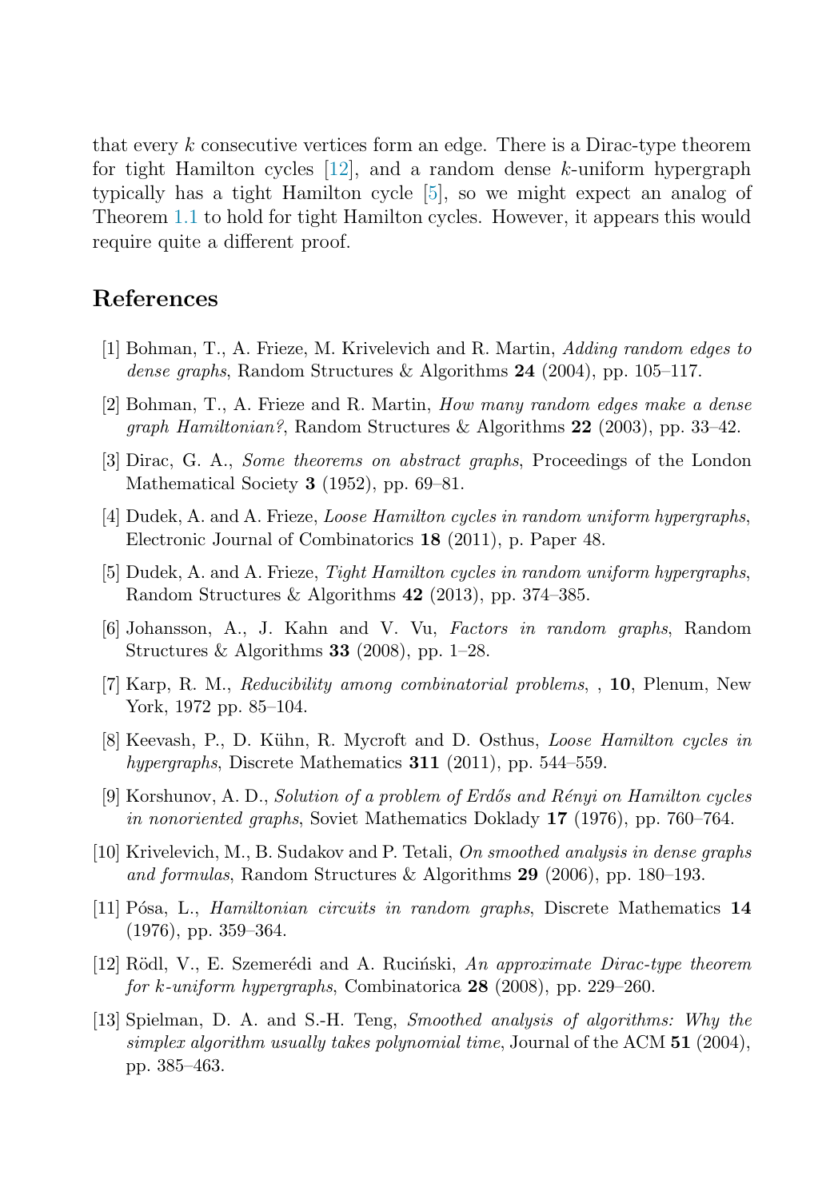that every $k$ consecutive vertices form an edge. There is a Dirac-type theorem for tight Hamilton cycles [12], and a random dense $k$-uniform hypergraph typically has a tight Hamilton cycle [5], so we might expect an analog of Theorem 1.1 to hold for tight Hamilton cycles. However, it appears this would require quite a different proof.

## References

[1] Bohman, T., A. Frieze, M. Krivelevich and R. Martin, *Adding random edges to dense graphs*, Random Structures & Algorithms **24** (2004), pp. 105–117.

[2] Bohman, T., A. Frieze and R. Martin, *How many random edges make a dense graph Hamiltonian?*, Random Structures & Algorithms **22** (2003), pp. 33–42.

[3] Dirac, G. A., *Some theorems on abstract graphs*, Proceedings of the London Mathematical Society **3** (1952), pp. 69–81.

[4] Dudek, A. and A. Frieze, *Loose Hamilton cycles in random uniform hypergraphs*, Electronic Journal of Combinatorics **18** (2011), p. Paper 48.

[5] Dudek, A. and A. Frieze, *Tight Hamilton cycles in random uniform hypergraphs*, Random Structures & Algorithms **42** (2013), pp. 374–385.

[6] Johansson, A., J. Kahn and V. Vu, *Factors in random graphs*, Random Structures & Algorithms **33** (2008), pp. 1–28.

[7] Karp, R. M., *Reducibility among combinatorial problems*, , **10**, Plenum, New York, 1972 pp. 85–104.

[8] Keevash, P., D. Kühn, R. Mycroft and D. Osthus, *Loose Hamilton cycles in hypergraphs*, Discrete Mathematics **311** (2011), pp. 544–559.

[9] Korshunov, A. D., *Solution of a problem of Erdős and Rényi on Hamilton cycles in nonoriented graphs*, Soviet Mathematics Doklady **17** (1976), pp. 760–764.

[10] Krivelevich, M., B. Sudakov and P. Tetali, *On smoothed analysis in dense graphs and formulas*, Random Structures & Algorithms **29** (2006), pp. 180–193.

[11] Pósa, L., *Hamiltonian circuits in random graphs*, Discrete Mathematics **14** (1976), pp. 359–364.

[12] Rödl, V., E. Szemerédi and A. Ruciński, *An approximate Dirac-type theorem for k-uniform hypergraphs*, Combinatorica **28** (2008), pp. 229–260.

[13] Spielman, D. A. and S.-H. Teng, *Smoothed analysis of algorithms: Why the simplex algorithm usually takes polynomial time*, Journal of the ACM **51** (2004), pp. 385–463.